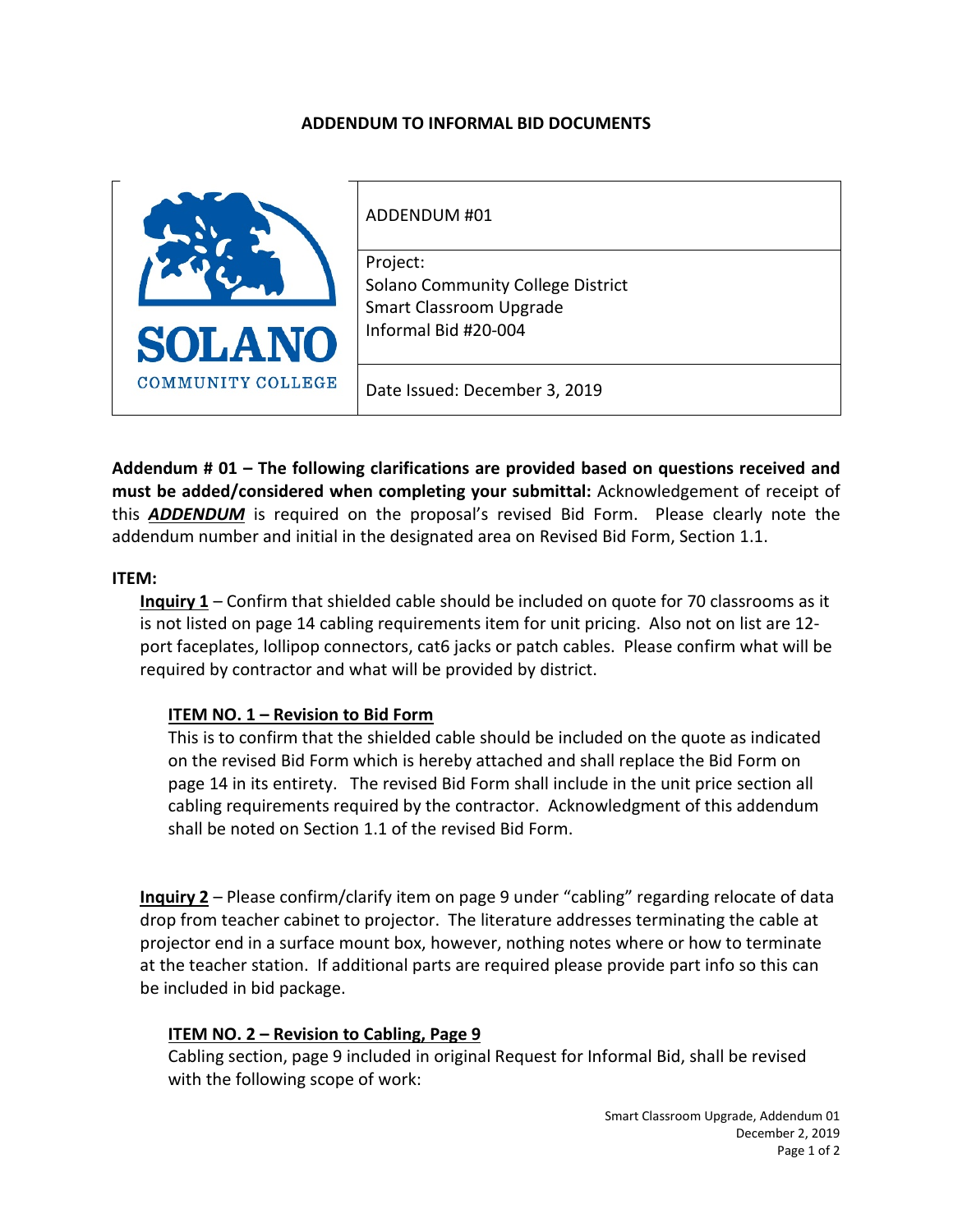# ADDENDUM TO INFORMAL BID DOCUMENTS

| SOLANO COMMUNITY COLLEGE | ADDENDUM #01 |
|---|---|
| | Project:<br>Solano Community College District<br>Smart Classroom Upgrade<br>Informal Bid #20-004 |
| | Date Issued: December 3, 2019 |

**Addendum # 01 – The following clarifications are provided based on questions received and must be added/considered when completing your submittal:** Acknowledgement of receipt of this ***ADDENDUM*** is required on the proposal's revised Bid Form. Please clearly note the addendum number and initial in the designated area on Revised Bid Form, Section 1.1.

**ITEM:**

**Inquiry 1** – Confirm that shielded cable should be included on quote for 70 classrooms as it is not listed on page 14 cabling requirements item for unit pricing. Also not on list are 12-port faceplates, lollipop connectors, cat6 jacks or patch cables. Please confirm what will be required by contractor and what will be provided by district.

**ITEM NO. 1 – Revision to Bid Form**

This is to confirm that the shielded cable should be included on the quote as indicated on the revised Bid Form which is hereby attached and shall replace the Bid Form on page 14 in its entirety. The revised Bid Form shall include in the unit price section all cabling requirements required by the contractor. Acknowledgment of this addendum shall be noted on Section 1.1 of the revised Bid Form.

**Inquiry 2** – Please confirm/clarify item on page 9 under "cabling" regarding relocate of data drop from teacher cabinet to projector. The literature addresses terminating the cable at projector end in a surface mount box, however, nothing notes where or how to terminate at the teacher station. If additional parts are required please provide part info so this can be included in bid package.

**ITEM NO. 2 – Revision to Cabling, Page 9**

Cabling section, page 9 included in original Request for Informal Bid, shall be revised with the following scope of work: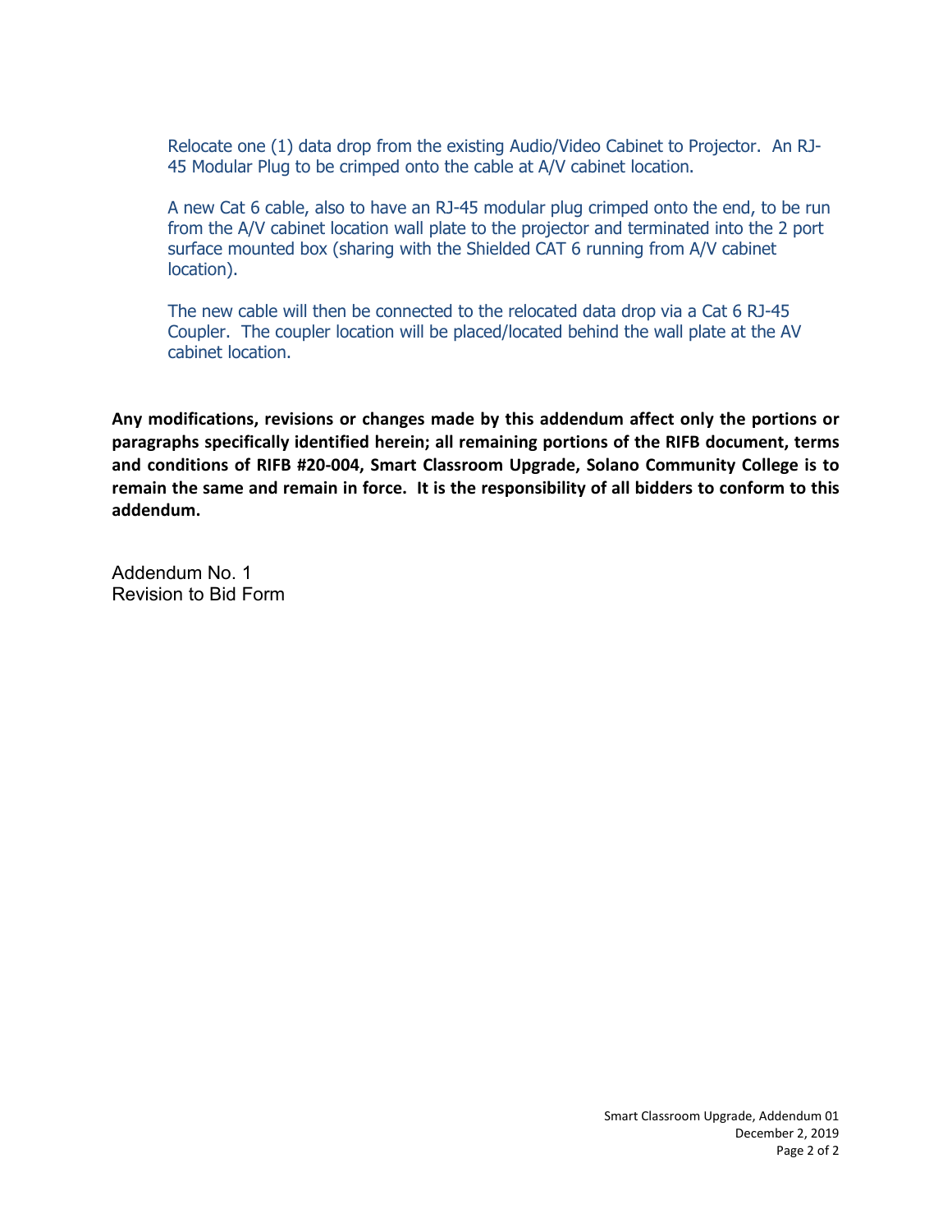Relocate one (1) data drop from the existing Audio/Video Cabinet to Projector. An RJ-45 Modular Plug to be crimped onto the cable at A/V cabinet location.

A new Cat 6 cable, also to have an RJ-45 modular plug crimped onto the end, to be run from the A/V cabinet location wall plate to the projector and terminated into the 2 port surface mounted box (sharing with the Shielded CAT 6 running from A/V cabinet location).

The new cable will then be connected to the relocated data drop via a Cat 6 RJ-45 Coupler. The coupler location will be placed/located behind the wall plate at the AV cabinet location.

**Any modifications, revisions or changes made by this addendum affect only the portions or paragraphs specifically identified herein; all remaining portions of the RIFB document, terms and conditions of RIFB #20-004, Smart Classroom Upgrade, Solano Community College is to remain the same and remain in force. It is the responsibility of all bidders to conform to this addendum.**

Addendum No. 1
Revision to Bid Form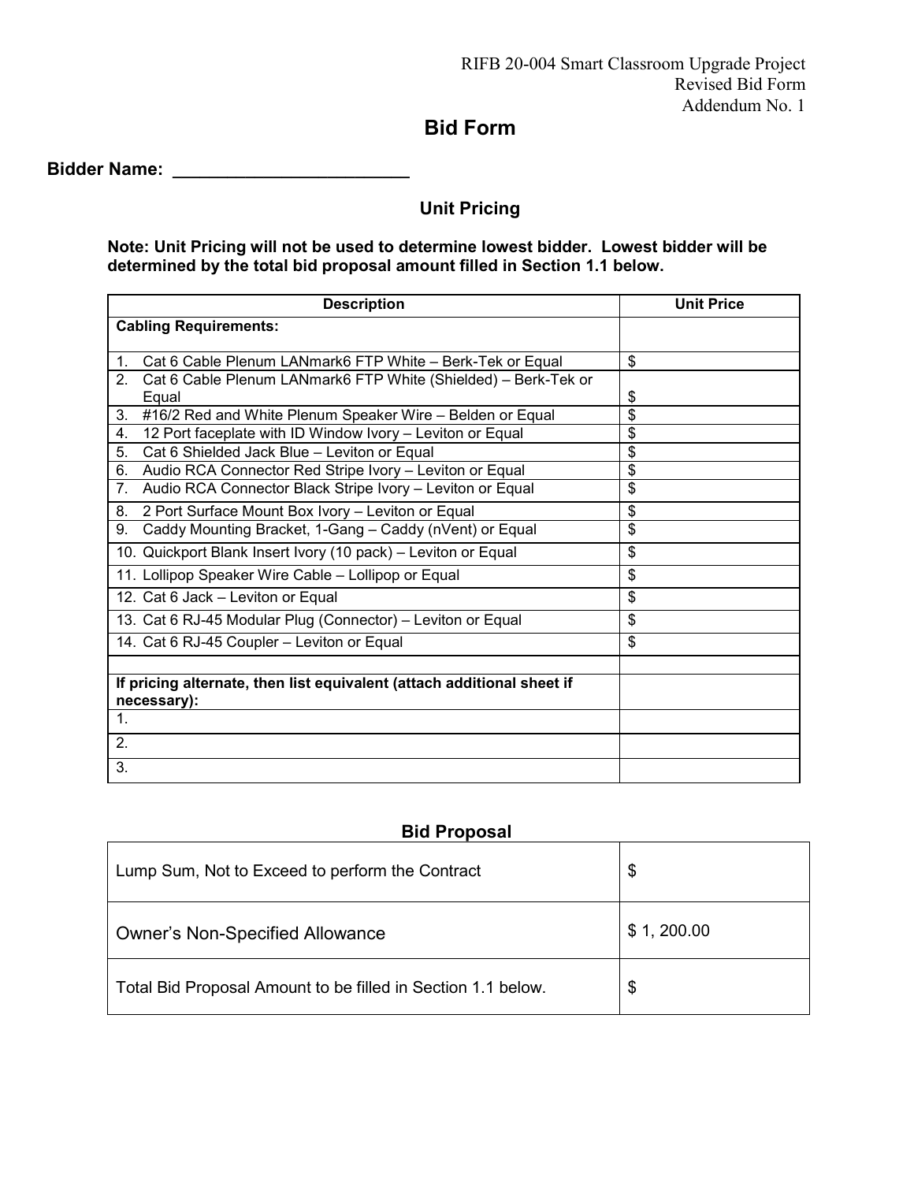RIFB 20-004 Smart Classroom Upgrade Project
Revised Bid Form
Addendum No. 1

# Bid Form

**Bidder Name: ________________________**

## Unit Pricing

**Note: Unit Pricing will not be used to determine lowest bidder. Lowest bidder will be determined by the total bid proposal amount filled in Section 1.1 below.**

| Description | Unit Price |
|---|---|
| **Cabling Requirements:** | |
| 1. Cat 6 Cable Plenum LANmark6 FTP White – Berk-Tek or Equal | $ |
| 2. Cat 6 Cable Plenum LANmark6 FTP White (Shielded) – Berk-Tek or Equal | $ |
| 3. #16/2 Red and White Plenum Speaker Wire – Belden or Equal | $ |
| 4. 12 Port faceplate with ID Window Ivory – Leviton or Equal | $ |
| 5. Cat 6 Shielded Jack Blue – Leviton or Equal | $ |
| 6. Audio RCA Connector Red Stripe Ivory – Leviton or Equal | $ |
| 7. Audio RCA Connector Black Stripe Ivory – Leviton or Equal | $ |
| 8. 2 Port Surface Mount Box Ivory – Leviton or Equal | $ |
| 9. Caddy Mounting Bracket, 1-Gang – Caddy (nVent) or Equal | $ |
| 10. Quickport Blank Insert Ivory (10 pack) – Leviton or Equal | $ |
| 11. Lollipop Speaker Wire Cable – Lollipop or Equal | $ |
| 12. Cat 6 Jack – Leviton or Equal | $ |
| 13. Cat 6 RJ-45 Modular Plug (Connector) – Leviton or Equal | $ |
| 14. Cat 6 RJ-45 Coupler – Leviton or Equal | $ |
| | |
| **If pricing alternate, then list equivalent (attach additional sheet if necessary):** | |
| 1. | |
| 2. | |
| 3. | |

## Bid Proposal

| | |
|---|---|
| Lump Sum, Not to Exceed to perform the Contract | $ |
| Owner's Non-Specified Allowance | $ 1, 200.00 |
| Total Bid Proposal Amount to be filled in Section 1.1 below. | $ |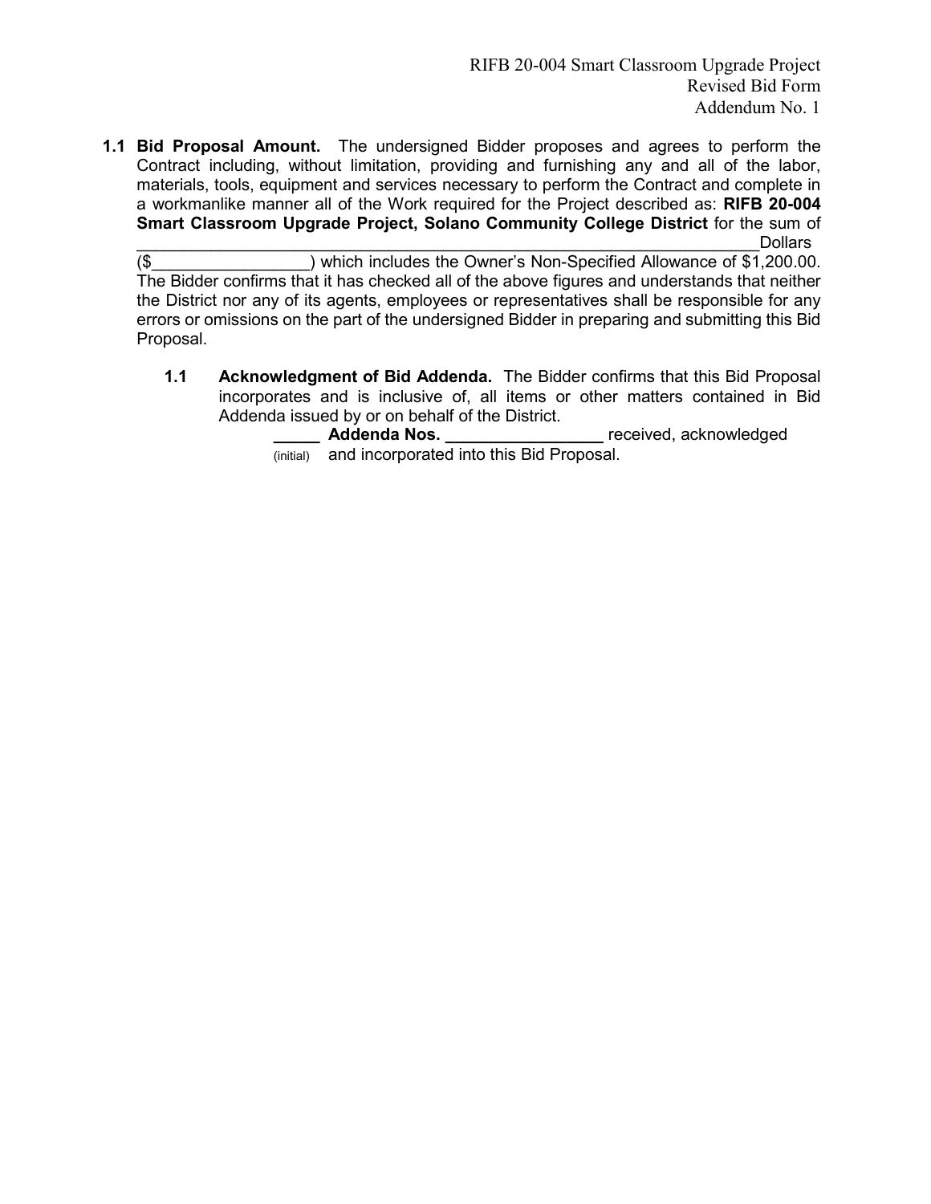**1.1 Bid Proposal Amount.** The undersigned Bidder proposes and agrees to perform the Contract including, without limitation, providing and furnishing any and all of the labor, materials, tools, equipment and services necessary to perform the Contract and complete in a workmanlike manner all of the Work required for the Project described as: **RIFB 20-004 Smart Classroom Upgrade Project, Solano Community College District** for the sum of ______________________________________________________________________Dollars ($________________) which includes the Owner's Non-Specified Allowance of $1,200.00. The Bidder confirms that it has checked all of the above figures and understands that neither the District nor any of its agents, employees or representatives shall be responsible for any errors or omissions on the part of the undersigned Bidder in preparing and submitting this Bid Proposal.

**1.1 Acknowledgment of Bid Addenda.** The Bidder confirms that this Bid Proposal incorporates and is inclusive of, all items or other matters contained in Bid Addenda issued by or on behalf of the District.

_____ **Addenda Nos.** ________________ received, acknowledged
(initial) and incorporated into this Bid Proposal.